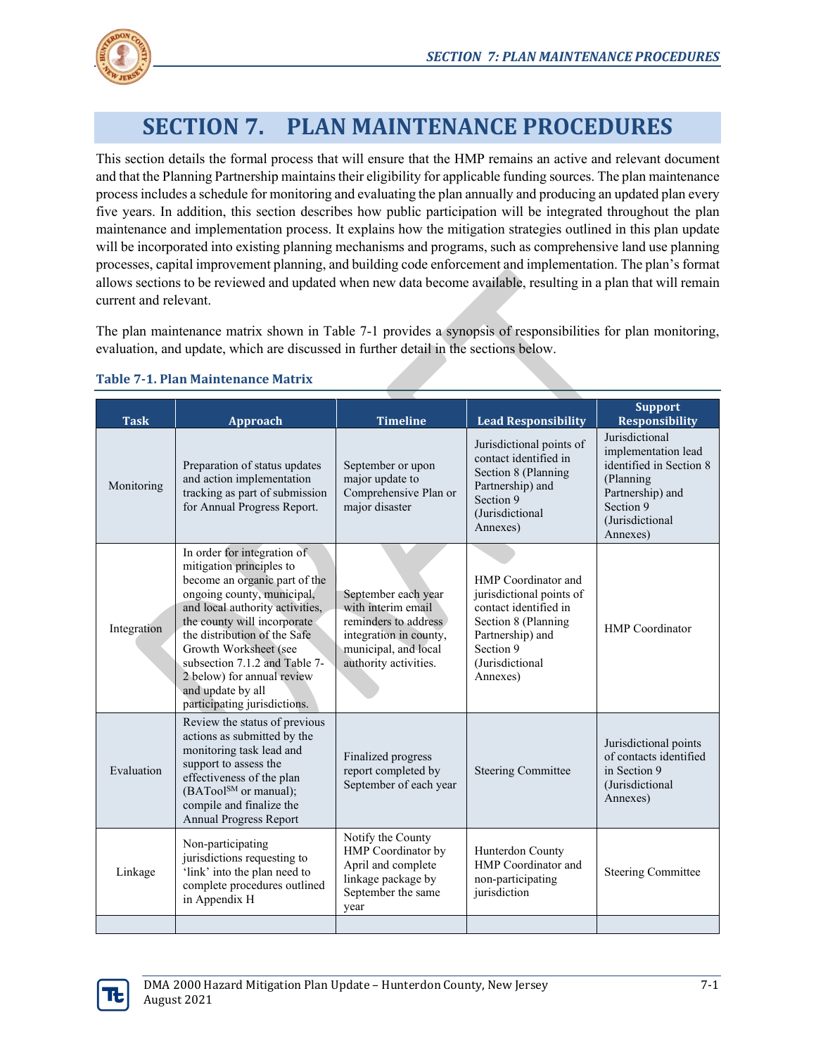# SECTION 7. PLAN MAINTENANCE PROCEDURES

This section details the formal process that will ensure that the HMP remains an active and relevant document and that the Planning Partnership maintains their eligibility for applicable funding sources. The plan maintenance process includes a schedule for monitoring and evaluating the plan annually and producing an updated plan every five years. In addition, this section describes how public participation will be integrated throughout the plan maintenance and implementation process. It explains how the mitigation strategies outlined in this plan update will be incorporated into existing planning mechanisms and programs, such as comprehensive land use planning processes, capital improvement planning, and building code enforcement and implementation. The plan's format allows sections to be reviewed and updated when new data become available, resulting in a plan that will remain current and relevant.

The plan maintenance matrix shown in Table 7-1 provides a synopsis of responsibilities for plan monitoring, evaluation, and update, which are discussed in further detail in the sections below.

**Table 7-1. Plan Maintenance Matrix**

| Task | Approach | Timeline | Lead Responsibility | Support Responsibility |
|---|---|---|---|---|
| Monitoring | Preparation of status updates and action implementation tracking as part of submission for Annual Progress Report. | September or upon major update to Comprehensive Plan or major disaster | Jurisdictional points of contact identified in Section 8 (Planning Partnership) and Section 9 (Jurisdictional Annexes) | Jurisdictional implementation lead identified in Section 8 (Planning Partnership) and Section 9 (Jurisdictional Annexes) |
| Integration | In order for integration of mitigation principles to become an organic part of the ongoing county, municipal, and local authority activities, the county will incorporate the distribution of the Safe Growth Worksheet (see subsection 7.1.2 and Table 7-2 below) for annual review and update by all participating jurisdictions. | September each year with interim email reminders to address integration in county, municipal, and local authority activities. | HMP Coordinator and jurisdictional points of contact identified in Section 8 (Planning Partnership) and Section 9 (Jurisdictional Annexes) | HMP Coordinator |
| Evaluation | Review the status of previous actions as submitted by the monitoring task lead and support to assess the effectiveness of the plan (BATool[SM] or manual); compile and finalize the Annual Progress Report | Finalized progress report completed by September of each year | Steering Committee | Jurisdictional points of contacts identified in Section 9 (Jurisdictional Annexes) |
| Linkage | Non-participating jurisdictions requesting to 'link' into the plan need to complete procedures outlined in Appendix H | Notify the County HMP Coordinator by April and complete linkage package by September the same year | Hunterdon County HMP Coordinator and non-participating jurisdiction | Steering Committee |
| | | | | |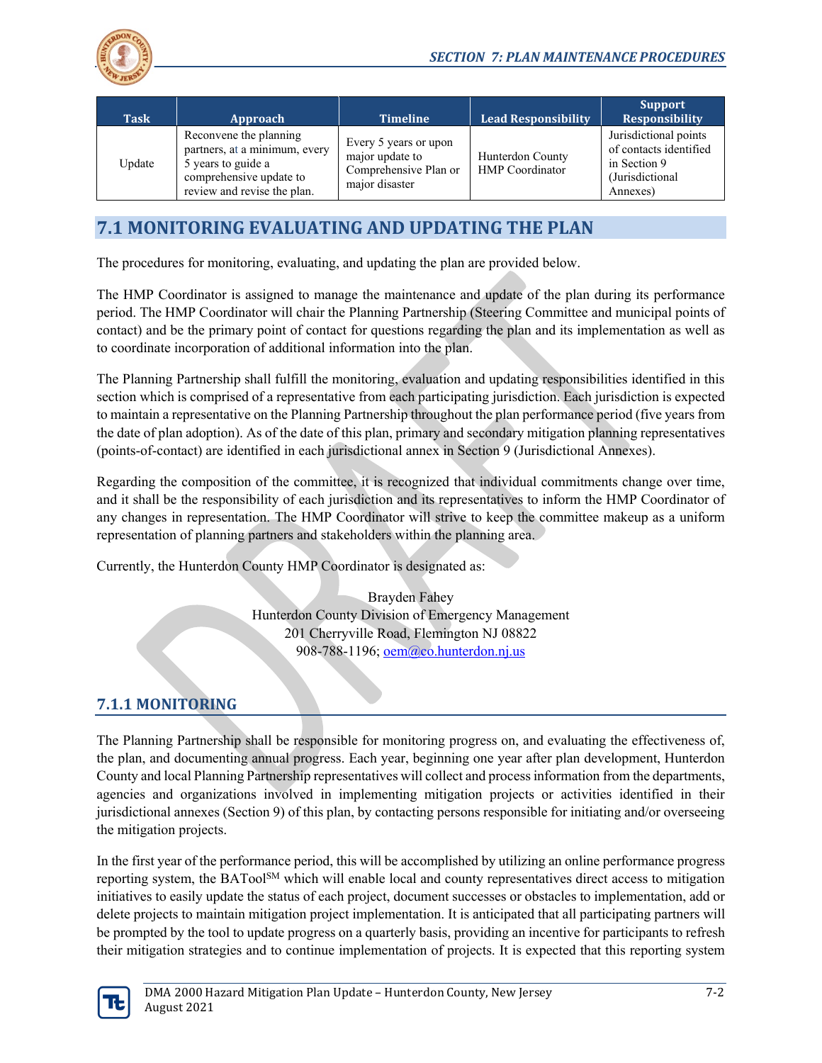| Task | Approach | Timeline | Lead Responsibility | Support Responsibility |
|---|---|---|---|---|
| Update | Reconvene the planning partners, at a minimum, every 5 years to guide a comprehensive update to review and revise the plan. | Every 5 years or upon major update to Comprehensive Plan or major disaster | Hunterdon County HMP Coordinator | Jurisdictional points of contacts identified in Section 9 (Jurisdictional Annexes) |

## 7.1 MONITORING EVALUATING AND UPDATING THE PLAN

The procedures for monitoring, evaluating, and updating the plan are provided below.

The HMP Coordinator is assigned to manage the maintenance and update of the plan during its performance period. The HMP Coordinator will chair the Planning Partnership (Steering Committee and municipal points of contact) and be the primary point of contact for questions regarding the plan and its implementation as well as to coordinate incorporation of additional information into the plan.

The Planning Partnership shall fulfill the monitoring, evaluation and updating responsibilities identified in this section which is comprised of a representative from each participating jurisdiction. Each jurisdiction is expected to maintain a representative on the Planning Partnership throughout the plan performance period (five years from the date of plan adoption). As of the date of this plan, primary and secondary mitigation planning representatives (points-of-contact) are identified in each jurisdictional annex in Section 9 (Jurisdictional Annexes).

Regarding the composition of the committee, it is recognized that individual commitments change over time, and it shall be the responsibility of each jurisdiction and its representatives to inform the HMP Coordinator of any changes in representation. The HMP Coordinator will strive to keep the committee makeup as a uniform representation of planning partners and stakeholders within the planning area.

Currently, the Hunterdon County HMP Coordinator is designated as:

Brayden Fahey
Hunterdon County Division of Emergency Management
201 Cherryville Road, Flemington NJ 08822
908-788-1196; oem@co.hunterdon.nj.us

### 7.1.1 MONITORING

The Planning Partnership shall be responsible for monitoring progress on, and evaluating the effectiveness of, the plan, and documenting annual progress. Each year, beginning one year after plan development, Hunterdon County and local Planning Partnership representatives will collect and process information from the departments, agencies and organizations involved in implementing mitigation projects or activities identified in their jurisdictional annexes (Section 9) of this plan, by contacting persons responsible for initiating and/or overseeing the mitigation projects.

In the first year of the performance period, this will be accomplished by utilizing an online performance progress reporting system, the BATool[SM] which will enable local and county representatives direct access to mitigation initiatives to easily update the status of each project, document successes or obstacles to implementation, add or delete projects to maintain mitigation project implementation. It is anticipated that all participating partners will be prompted by the tool to update progress on a quarterly basis, providing an incentive for participants to refresh their mitigation strategies and to continue implementation of projects. It is expected that this reporting system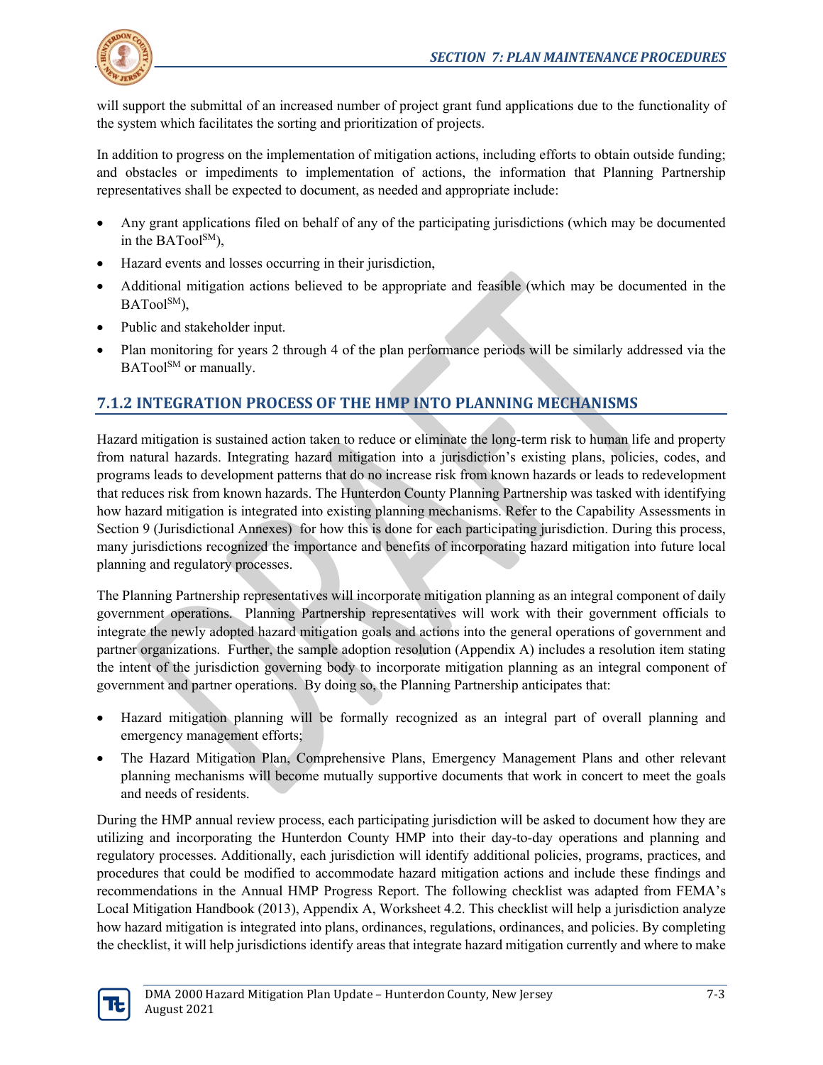will support the submittal of an increased number of project grant fund applications due to the functionality of the system which facilitates the sorting and prioritization of projects.

In addition to progress on the implementation of mitigation actions, including efforts to obtain outside funding; and obstacles or impediments to implementation of actions, the information that Planning Partnership representatives shall be expected to document, as needed and appropriate include:

- Any grant applications filed on behalf of any of the participating jurisdictions (which may be documented in the BATool[SM]),
- Hazard events and losses occurring in their jurisdiction,
- Additional mitigation actions believed to be appropriate and feasible (which may be documented in the BATool[SM]),
- Public and stakeholder input.
- Plan monitoring for years 2 through 4 of the plan performance periods will be similarly addressed via the BATool[SM] or manually.

## 7.1.2 INTEGRATION PROCESS OF THE HMP INTO PLANNING MECHANISMS

Hazard mitigation is sustained action taken to reduce or eliminate the long-term risk to human life and property from natural hazards. Integrating hazard mitigation into a jurisdiction's existing plans, policies, codes, and programs leads to development patterns that do no increase risk from known hazards or leads to redevelopment that reduces risk from known hazards. The Hunterdon County Planning Partnership was tasked with identifying how hazard mitigation is integrated into existing planning mechanisms. Refer to the Capability Assessments in Section 9 (Jurisdictional Annexes) for how this is done for each participating jurisdiction. During this process, many jurisdictions recognized the importance and benefits of incorporating hazard mitigation into future local planning and regulatory processes.

The Planning Partnership representatives will incorporate mitigation planning as an integral component of daily government operations. Planning Partnership representatives will work with their government officials to integrate the newly adopted hazard mitigation goals and actions into the general operations of government and partner organizations. Further, the sample adoption resolution (Appendix A) includes a resolution item stating the intent of the jurisdiction governing body to incorporate mitigation planning as an integral component of government and partner operations. By doing so, the Planning Partnership anticipates that:

- Hazard mitigation planning will be formally recognized as an integral part of overall planning and emergency management efforts;
- The Hazard Mitigation Plan, Comprehensive Plans, Emergency Management Plans and other relevant planning mechanisms will become mutually supportive documents that work in concert to meet the goals and needs of residents.

During the HMP annual review process, each participating jurisdiction will be asked to document how they are utilizing and incorporating the Hunterdon County HMP into their day-to-day operations and planning and regulatory processes. Additionally, each jurisdiction will identify additional policies, programs, practices, and procedures that could be modified to accommodate hazard mitigation actions and include these findings and recommendations in the Annual HMP Progress Report. The following checklist was adapted from FEMA's Local Mitigation Handbook (2013), Appendix A, Worksheet 4.2. This checklist will help a jurisdiction analyze how hazard mitigation is integrated into plans, ordinances, regulations, ordinances, and policies. By completing the checklist, it will help jurisdictions identify areas that integrate hazard mitigation currently and where to make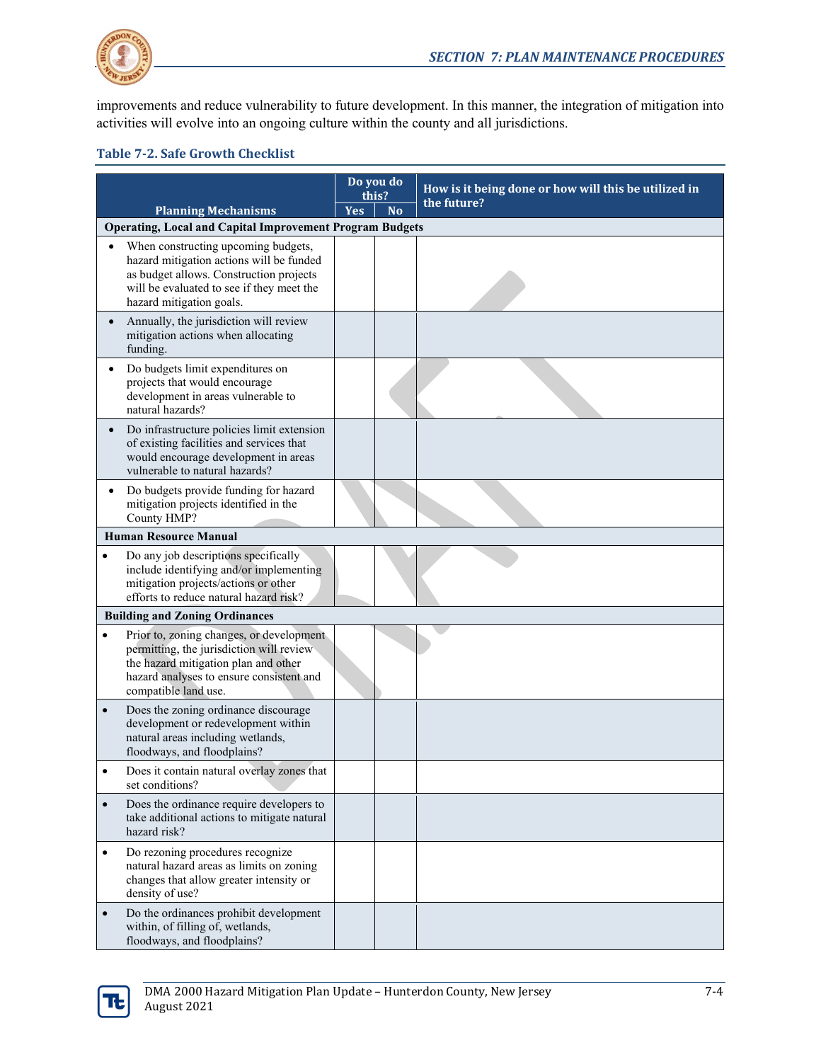improvements and reduce vulnerability to future development. In this manner, the integration of mitigation into activities will evolve into an ongoing culture within the county and all jurisdictions.

**Table 7-2. Safe Growth Checklist**

| Planning Mechanisms | Do you do this? Yes | No | How is it being done or how will this be utilized in the future? |
|---|---|---|---|
| **Operating, Local and Capital Improvement Program Budgets** | | | |
| • When constructing upcoming budgets, hazard mitigation actions will be funded as budget allows. Construction projects will be evaluated to see if they meet the hazard mitigation goals. | | | |
| • Annually, the jurisdiction will review mitigation actions when allocating funding. | | | |
| • Do budgets limit expenditures on projects that would encourage development in areas vulnerable to natural hazards? | | | |
| • Do infrastructure policies limit extension of existing facilities and services that would encourage development in areas vulnerable to natural hazards? | | | |
| • Do budgets provide funding for hazard mitigation projects identified in the County HMP? | | | |
| **Human Resource Manual** | | | |
| • Do any job descriptions specifically include identifying and/or implementing mitigation projects/actions or other efforts to reduce natural hazard risk? | | | |
| **Building and Zoning Ordinances** | | | |
| • Prior to, zoning changes, or development permitting, the jurisdiction will review the hazard mitigation plan and other hazard analyses to ensure consistent and compatible land use. | | | |
| • Does the zoning ordinance discourage development or redevelopment within natural areas including wetlands, floodways, and floodplains? | | | |
| • Does it contain natural overlay zones that set conditions? | | | |
| • Does the ordinance require developers to take additional actions to mitigate natural hazard risk? | | | |
| • Do rezoning procedures recognize natural hazard areas as limits on zoning changes that allow greater intensity or density of use? | | | |
| • Do the ordinances prohibit development within, of filling of, wetlands, floodways, and floodplains? | | | |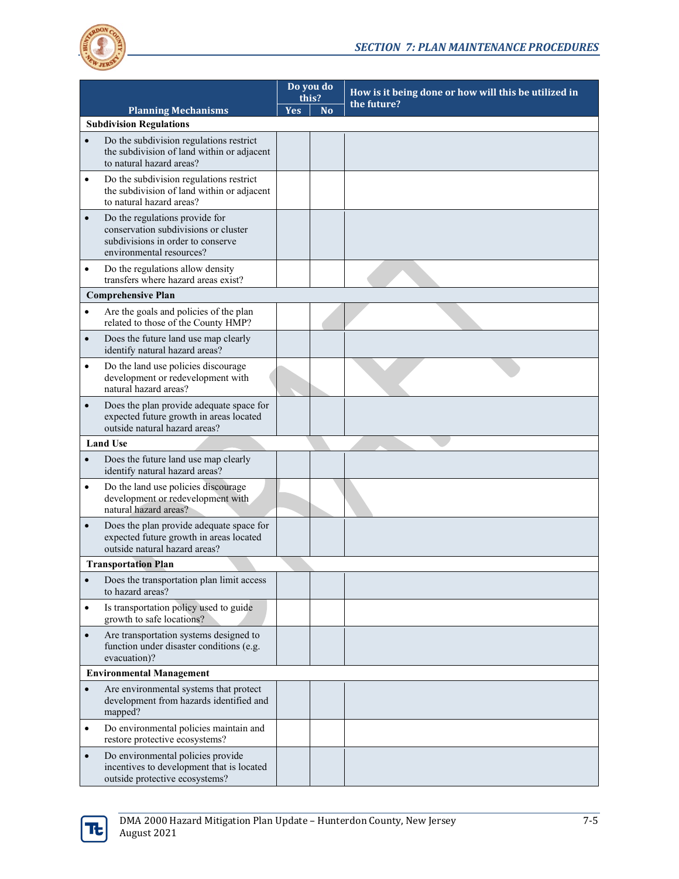| Planning Mechanisms | Do you do this? | | How is it being done or how will this be utilized in the future? |
|---|---|---|---|
| | Yes | No | |
| **Subdivision Regulations** | | | |
| • Do the subdivision regulations restrict the subdivision of land within or adjacent to natural hazard areas? | | | |
| • Do the subdivision regulations restrict the subdivision of land within or adjacent to natural hazard areas? | | | |
| • Do the regulations provide for conservation subdivisions or cluster subdivisions in order to conserve environmental resources? | | | |
| • Do the regulations allow density transfers where hazard areas exist? | | | |
| **Comprehensive Plan** | | | |
| • Are the goals and policies of the plan related to those of the County HMP? | | | |
| • Does the future land use map clearly identify natural hazard areas? | | | |
| • Do the land use policies discourage development or redevelopment with natural hazard areas? | | | |
| • Does the plan provide adequate space for expected future growth in areas located outside natural hazard areas? | | | |
| **Land Use** | | | |
| • Does the future land use map clearly identify natural hazard areas? | | | |
| • Do the land use policies discourage development or redevelopment with natural hazard areas? | | | |
| • Does the plan provide adequate space for expected future growth in areas located outside natural hazard areas? | | | |
| **Transportation Plan** | | | |
| • Does the transportation plan limit access to hazard areas? | | | |
| • Is transportation policy used to guide growth to safe locations? | | | |
| • Are transportation systems designed to function under disaster conditions (e.g. evacuation)? | | | |
| **Environmental Management** | | | |
| • Are environmental systems that protect development from hazards identified and mapped? | | | |
| • Do environmental policies maintain and restore protective ecosystems? | | | |
| • Do environmental policies provide incentives to development that is located outside protective ecosystems? | | | |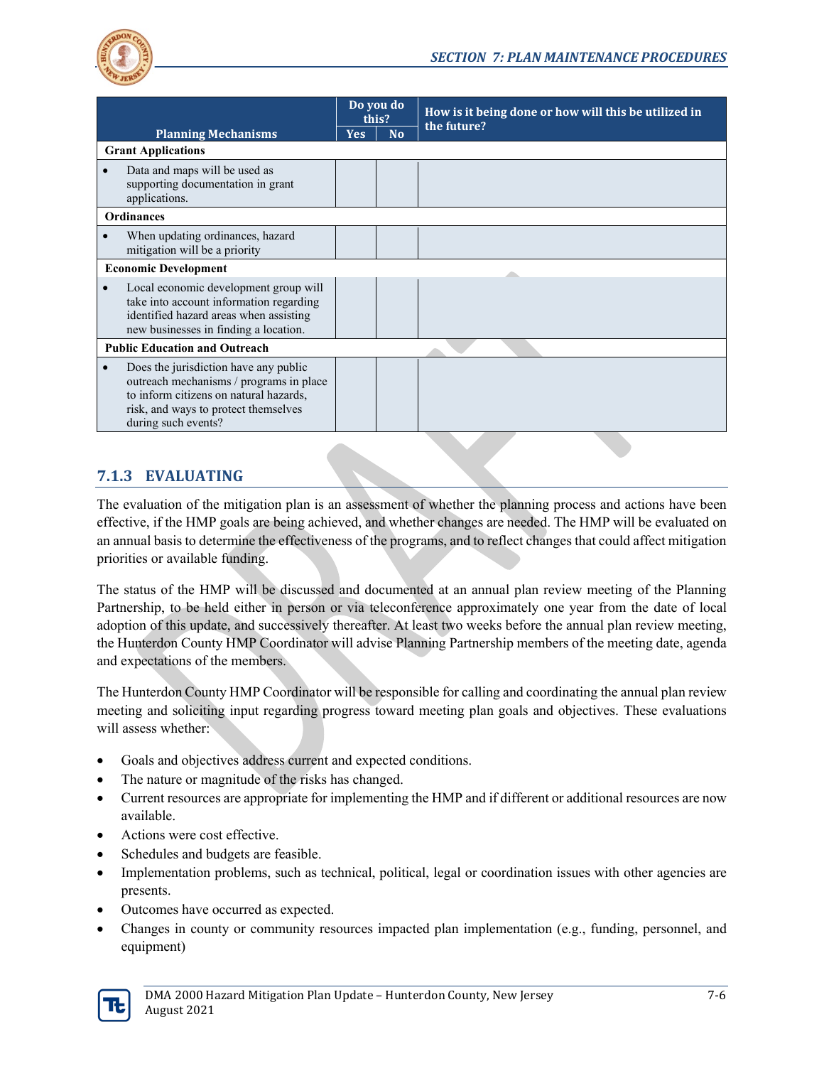| Planning Mechanisms | Do you do this? | | How is it being done or how will this be utilized in the future? |
|---|---|---|---|
| | Yes | No | |
| **Grant Applications** | | | |
| • Data and maps will be used as supporting documentation in grant applications. | | | |
| **Ordinances** | | | |
| • When updating ordinances, hazard mitigation will be a priority | | | |
| **Economic Development** | | | |
| • Local economic development group will take into account information regarding identified hazard areas when assisting new businesses in finding a location. | | | |
| **Public Education and Outreach** | | | |
| • Does the jurisdiction have any public outreach mechanisms / programs in place to inform citizens on natural hazards, risk, and ways to protect themselves during such events? | | | |

### 7.1.3 EVALUATING

The evaluation of the mitigation plan is an assessment of whether the planning process and actions have been effective, if the HMP goals are being achieved, and whether changes are needed. The HMP will be evaluated on an annual basis to determine the effectiveness of the programs, and to reflect changes that could affect mitigation priorities or available funding.

The status of the HMP will be discussed and documented at an annual plan review meeting of the Planning Partnership, to be held either in person or via teleconference approximately one year from the date of local adoption of this update, and successively thereafter. At least two weeks before the annual plan review meeting, the Hunterdon County HMP Coordinator will advise Planning Partnership members of the meeting date, agenda and expectations of the members.

The Hunterdon County HMP Coordinator will be responsible for calling and coordinating the annual plan review meeting and soliciting input regarding progress toward meeting plan goals and objectives. These evaluations will assess whether:

- Goals and objectives address current and expected conditions.
- The nature or magnitude of the risks has changed.
- Current resources are appropriate for implementing the HMP and if different or additional resources are now available.
- Actions were cost effective.
- Schedules and budgets are feasible.
- Implementation problems, such as technical, political, legal or coordination issues with other agencies are presents.
- Outcomes have occurred as expected.
- Changes in county or community resources impacted plan implementation (e.g., funding, personnel, and equipment)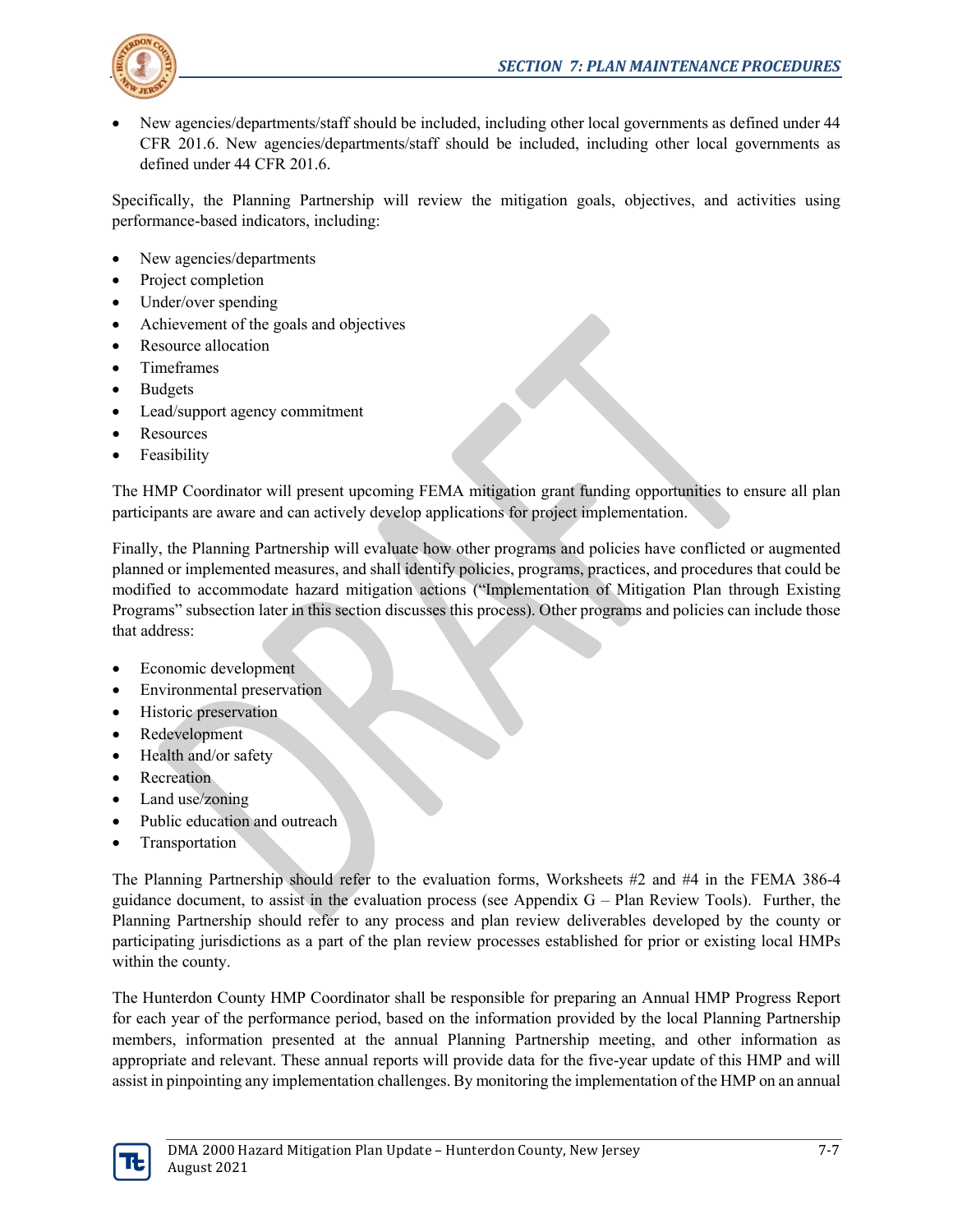- New agencies/departments/staff should be included, including other local governments as defined under 44 CFR 201.6. New agencies/departments/staff should be included, including other local governments as defined under 44 CFR 201.6.

Specifically, the Planning Partnership will review the mitigation goals, objectives, and activities using performance-based indicators, including:

- New agencies/departments
- Project completion
- Under/over spending
- Achievement of the goals and objectives
- Resource allocation
- Timeframes
- Budgets
- Lead/support agency commitment
- Resources
- Feasibility

The HMP Coordinator will present upcoming FEMA mitigation grant funding opportunities to ensure all plan participants are aware and can actively develop applications for project implementation.

Finally, the Planning Partnership will evaluate how other programs and policies have conflicted or augmented planned or implemented measures, and shall identify policies, programs, practices, and procedures that could be modified to accommodate hazard mitigation actions ("Implementation of Mitigation Plan through Existing Programs" subsection later in this section discusses this process). Other programs and policies can include those that address:

- Economic development
- Environmental preservation
- Historic preservation
- Redevelopment
- Health and/or safety
- Recreation
- Land use/zoning
- Public education and outreach
- Transportation

The Planning Partnership should refer to the evaluation forms, Worksheets #2 and #4 in the FEMA 386-4 guidance document, to assist in the evaluation process (see Appendix G – Plan Review Tools). Further, the Planning Partnership should refer to any process and plan review deliverables developed by the county or participating jurisdictions as a part of the plan review processes established for prior or existing local HMPs within the county.

The Hunterdon County HMP Coordinator shall be responsible for preparing an Annual HMP Progress Report for each year of the performance period, based on the information provided by the local Planning Partnership members, information presented at the annual Planning Partnership meeting, and other information as appropriate and relevant. These annual reports will provide data for the five-year update of this HMP and will assist in pinpointing any implementation challenges. By monitoring the implementation of the HMP on an annual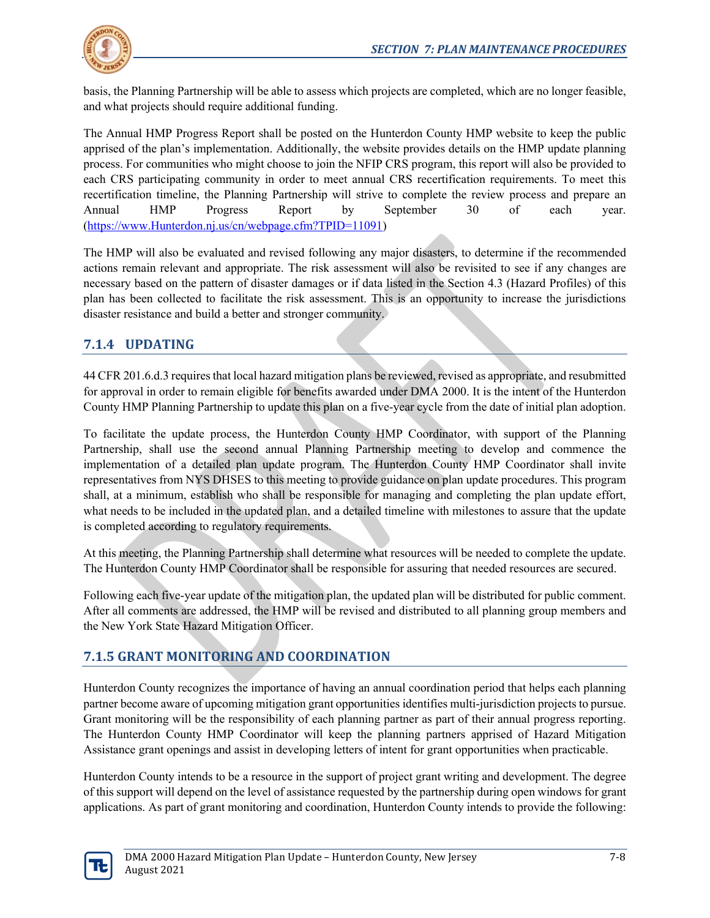basis, the Planning Partnership will be able to assess which projects are completed, which are no longer feasible, and what projects should require additional funding.

The Annual HMP Progress Report shall be posted on the Hunterdon County HMP website to keep the public apprised of the plan's implementation. Additionally, the website provides details on the HMP update planning process. For communities who might choose to join the NFIP CRS program, this report will also be provided to each CRS participating community in order to meet annual CRS recertification requirements. To meet this recertification timeline, the Planning Partnership will strive to complete the review process and prepare an Annual HMP Progress Report by September 30 of each year. (https://www.Hunterdon.nj.us/cn/webpage.cfm?TPID=11091)

The HMP will also be evaluated and revised following any major disasters, to determine if the recommended actions remain relevant and appropriate. The risk assessment will also be revisited to see if any changes are necessary based on the pattern of disaster damages or if data listed in the Section 4.3 (Hazard Profiles) of this plan has been collected to facilitate the risk assessment. This is an opportunity to increase the jurisdictions disaster resistance and build a better and stronger community.

## 7.1.4 UPDATING

44 CFR 201.6.d.3 requires that local hazard mitigation plans be reviewed, revised as appropriate, and resubmitted for approval in order to remain eligible for benefits awarded under DMA 2000. It is the intent of the Hunterdon County HMP Planning Partnership to update this plan on a five-year cycle from the date of initial plan adoption.

To facilitate the update process, the Hunterdon County HMP Coordinator, with support of the Planning Partnership, shall use the second annual Planning Partnership meeting to develop and commence the implementation of a detailed plan update program. The Hunterdon County HMP Coordinator shall invite representatives from NYS DHSES to this meeting to provide guidance on plan update procedures. This program shall, at a minimum, establish who shall be responsible for managing and completing the plan update effort, what needs to be included in the updated plan, and a detailed timeline with milestones to assure that the update is completed according to regulatory requirements.

At this meeting, the Planning Partnership shall determine what resources will be needed to complete the update. The Hunterdon County HMP Coordinator shall be responsible for assuring that needed resources are secured.

Following each five-year update of the mitigation plan, the updated plan will be distributed for public comment. After all comments are addressed, the HMP will be revised and distributed to all planning group members and the New York State Hazard Mitigation Officer.

## 7.1.5 GRANT MONITORING AND COORDINATION

Hunterdon County recognizes the importance of having an annual coordination period that helps each planning partner become aware of upcoming mitigation grant opportunities identifies multi-jurisdiction projects to pursue. Grant monitoring will be the responsibility of each planning partner as part of their annual progress reporting. The Hunterdon County HMP Coordinator will keep the planning partners apprised of Hazard Mitigation Assistance grant openings and assist in developing letters of intent for grant opportunities when practicable.

Hunterdon County intends to be a resource in the support of project grant writing and development. The degree of this support will depend on the level of assistance requested by the partnership during open windows for grant applications. As part of grant monitoring and coordination, Hunterdon County intends to provide the following: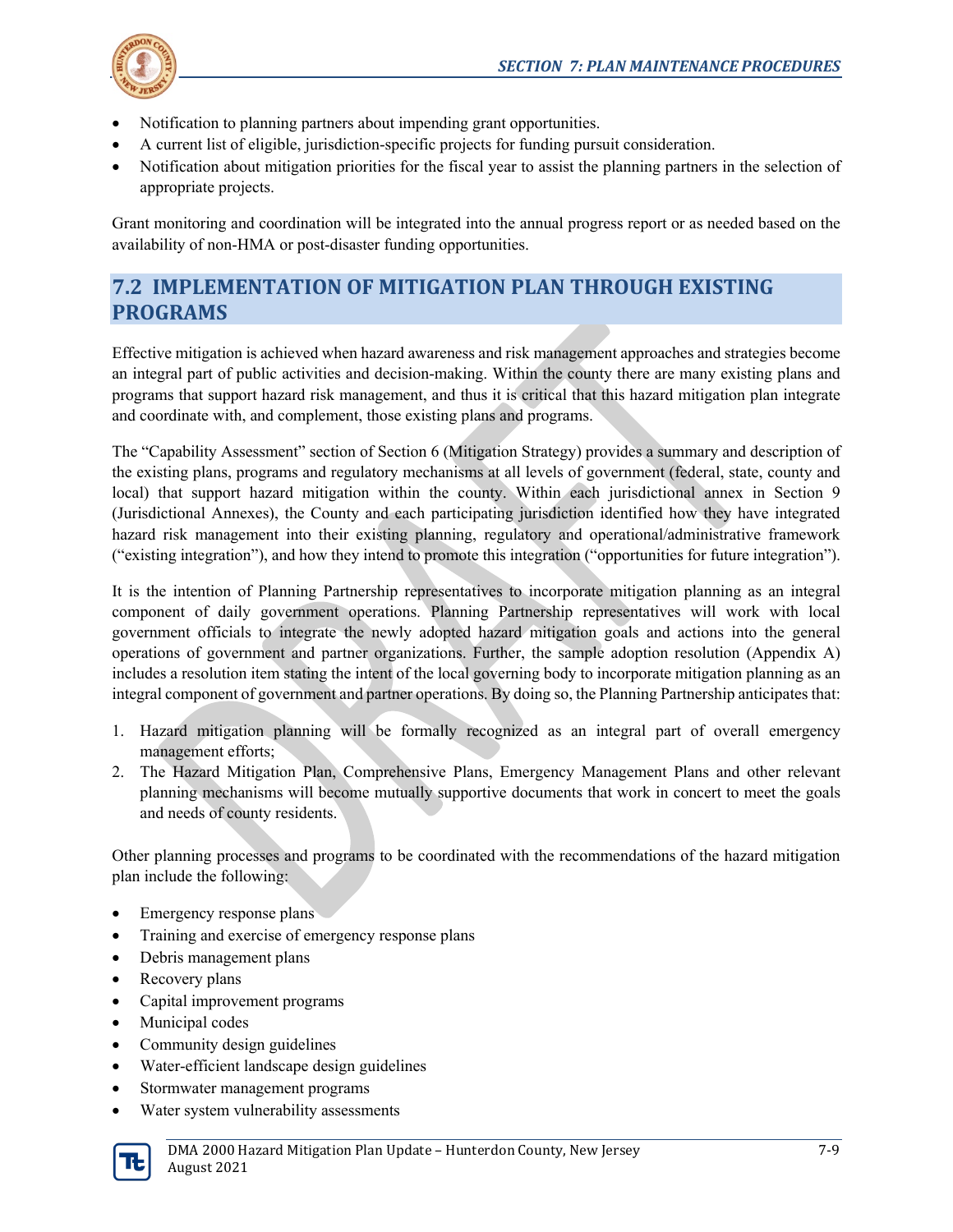- Notification to planning partners about impending grant opportunities.
- A current list of eligible, jurisdiction-specific projects for funding pursuit consideration.
- Notification about mitigation priorities for the fiscal year to assist the planning partners in the selection of appropriate projects.

Grant monitoring and coordination will be integrated into the annual progress report or as needed based on the availability of non-HMA or post-disaster funding opportunities.

## 7.2 IMPLEMENTATION OF MITIGATION PLAN THROUGH EXISTING PROGRAMS

Effective mitigation is achieved when hazard awareness and risk management approaches and strategies become an integral part of public activities and decision-making. Within the county there are many existing plans and programs that support hazard risk management, and thus it is critical that this hazard mitigation plan integrate and coordinate with, and complement, those existing plans and programs.

The "Capability Assessment" section of Section 6 (Mitigation Strategy) provides a summary and description of the existing plans, programs and regulatory mechanisms at all levels of government (federal, state, county and local) that support hazard mitigation within the county. Within each jurisdictional annex in Section 9 (Jurisdictional Annexes), the County and each participating jurisdiction identified how they have integrated hazard risk management into their existing planning, regulatory and operational/administrative framework ("existing integration"), and how they intend to promote this integration ("opportunities for future integration").

It is the intention of Planning Partnership representatives to incorporate mitigation planning as an integral component of daily government operations. Planning Partnership representatives will work with local government officials to integrate the newly adopted hazard mitigation goals and actions into the general operations of government and partner organizations. Further, the sample adoption resolution (Appendix A) includes a resolution item stating the intent of the local governing body to incorporate mitigation planning as an integral component of government and partner operations. By doing so, the Planning Partnership anticipates that:

1. Hazard mitigation planning will be formally recognized as an integral part of overall emergency management efforts;
2. The Hazard Mitigation Plan, Comprehensive Plans, Emergency Management Plans and other relevant planning mechanisms will become mutually supportive documents that work in concert to meet the goals and needs of county residents.

Other planning processes and programs to be coordinated with the recommendations of the hazard mitigation plan include the following:

- Emergency response plans
- Training and exercise of emergency response plans
- Debris management plans
- Recovery plans
- Capital improvement programs
- Municipal codes
- Community design guidelines
- Water-efficient landscape design guidelines
- Stormwater management programs
- Water system vulnerability assessments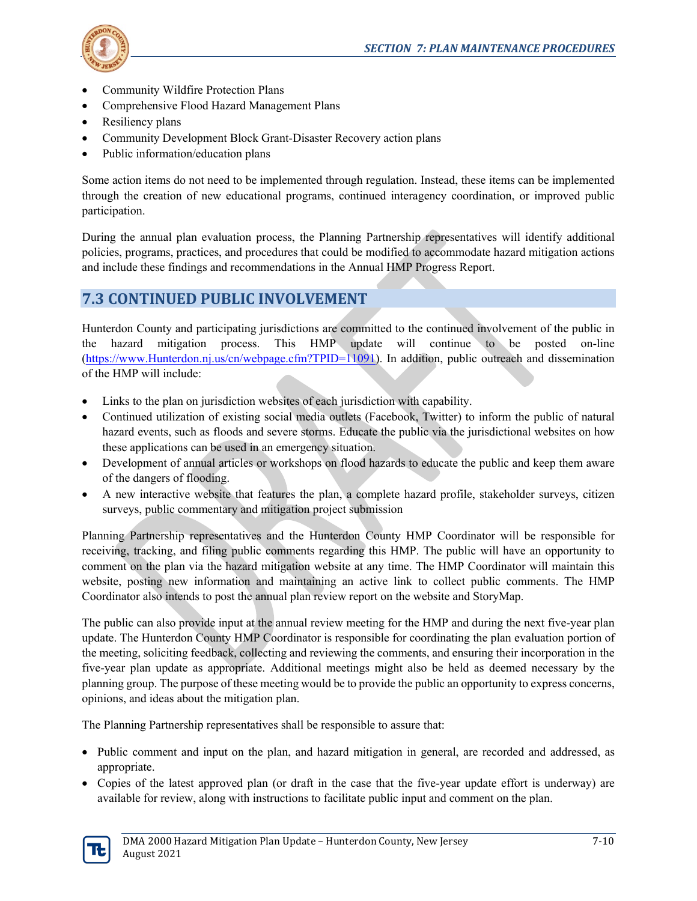- Community Wildfire Protection Plans
- Comprehensive Flood Hazard Management Plans
- Resiliency plans
- Community Development Block Grant-Disaster Recovery action plans
- Public information/education plans

Some action items do not need to be implemented through regulation. Instead, these items can be implemented through the creation of new educational programs, continued interagency coordination, or improved public participation.

During the annual plan evaluation process, the Planning Partnership representatives will identify additional policies, programs, practices, and procedures that could be modified to accommodate hazard mitigation actions and include these findings and recommendations in the Annual HMP Progress Report.

## 7.3 CONTINUED PUBLIC INVOLVEMENT

Hunterdon County and participating jurisdictions are committed to the continued involvement of the public in the hazard mitigation process. This HMP update will continue to be posted on-line (https://www.Hunterdon.nj.us/cn/webpage.cfm?TPID=11091). In addition, public outreach and dissemination of the HMP will include:

- Links to the plan on jurisdiction websites of each jurisdiction with capability.
- Continued utilization of existing social media outlets (Facebook, Twitter) to inform the public of natural hazard events, such as floods and severe storms. Educate the public via the jurisdictional websites on how these applications can be used in an emergency situation.
- Development of annual articles or workshops on flood hazards to educate the public and keep them aware of the dangers of flooding.
- A new interactive website that features the plan, a complete hazard profile, stakeholder surveys, citizen surveys, public commentary and mitigation project submission

Planning Partnership representatives and the Hunterdon County HMP Coordinator will be responsible for receiving, tracking, and filing public comments regarding this HMP. The public will have an opportunity to comment on the plan via the hazard mitigation website at any time. The HMP Coordinator will maintain this website, posting new information and maintaining an active link to collect public comments. The HMP Coordinator also intends to post the annual plan review report on the website and StoryMap.

The public can also provide input at the annual review meeting for the HMP and during the next five-year plan update. The Hunterdon County HMP Coordinator is responsible for coordinating the plan evaluation portion of the meeting, soliciting feedback, collecting and reviewing the comments, and ensuring their incorporation in the five-year plan update as appropriate. Additional meetings might also be held as deemed necessary by the planning group. The purpose of these meeting would be to provide the public an opportunity to express concerns, opinions, and ideas about the mitigation plan.

The Planning Partnership representatives shall be responsible to assure that:

- Public comment and input on the plan, and hazard mitigation in general, are recorded and addressed, as appropriate.
- Copies of the latest approved plan (or draft in the case that the five-year update effort is underway) are available for review, along with instructions to facilitate public input and comment on the plan.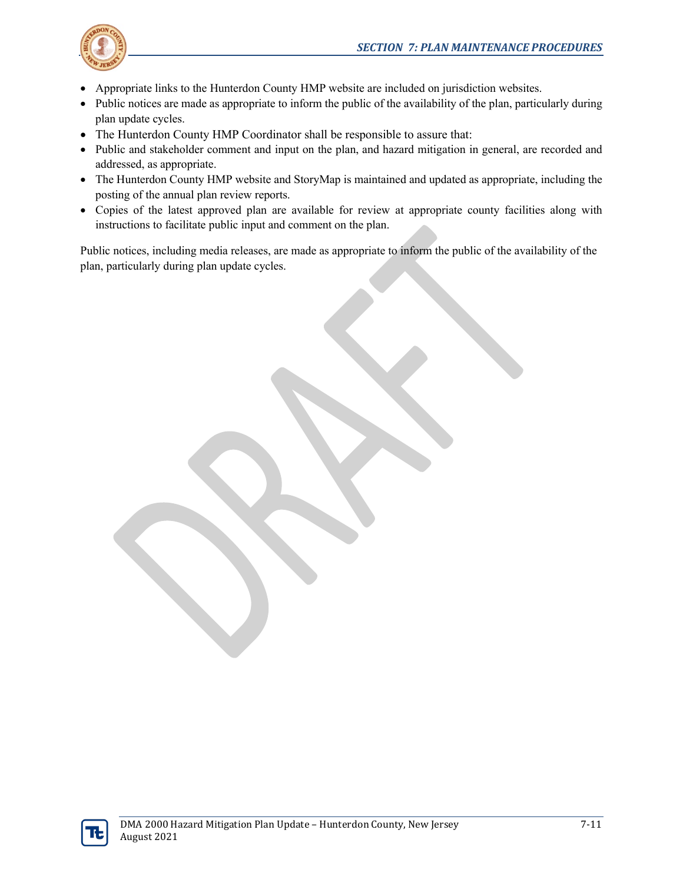- Appropriate links to the Hunterdon County HMP website are included on jurisdiction websites.
- Public notices are made as appropriate to inform the public of the availability of the plan, particularly during plan update cycles.
- The Hunterdon County HMP Coordinator shall be responsible to assure that:
- Public and stakeholder comment and input on the plan, and hazard mitigation in general, are recorded and addressed, as appropriate.
- The Hunterdon County HMP website and StoryMap is maintained and updated as appropriate, including the posting of the annual plan review reports.
- Copies of the latest approved plan are available for review at appropriate county facilities along with instructions to facilitate public input and comment on the plan.

Public notices, including media releases, are made as appropriate to inform the public of the availability of the plan, particularly during plan update cycles.